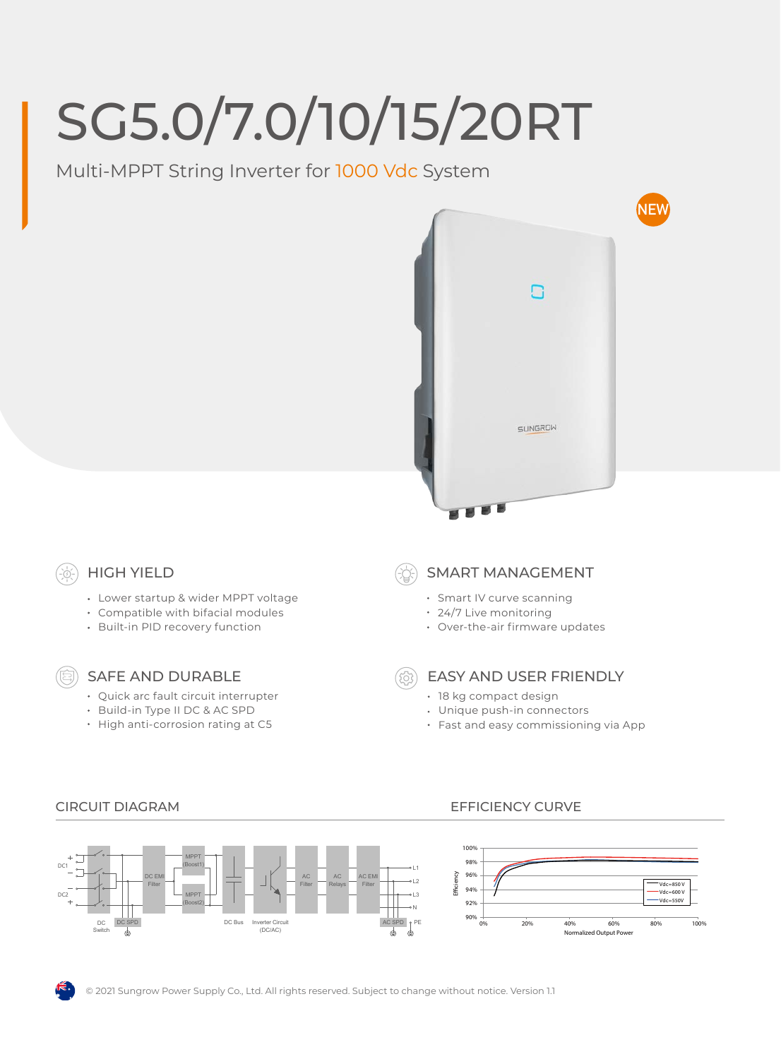# SG5.0/7.0/10/15/20RT

Multi-MPPT String Inverter for 1000 Vdc System

NEW

## HIGH YIELD

- Lower startup & wider MPPT voltage
- Compatible with bifacial modules
- Built-in PID recovery function

## SMART MANAGEMENT

- Smart IV curve scanning
- 24/7 Live monitoring
- Over-the-air firmware updates

## SAFE AND DURABLE

- Quick arc fault circuit interrupter
- Build-in Type II DC & AC SPD
- High anti-corrosion rating at C5

## EASY AND USER FRIENDLY

- 18 kg compact design
- Unique push-in connectors
- Fast and easy commissioning via App

## CIRCUIT DIAGRAM

## EFFICIENCY CURVE

© 2021 Sungrow Power Supply Co., Ltd. All rights reserved. Subject to change without notice. Version 1.1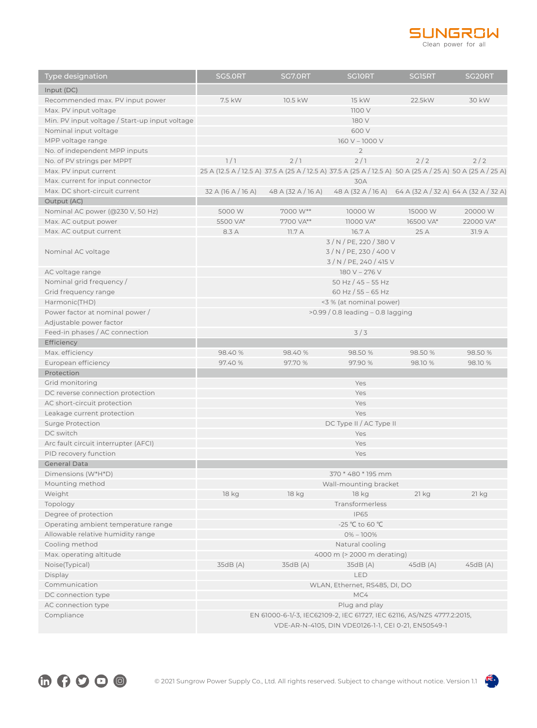| Type designation | SG5.0RT | SG7.0RT | SG10RT | SG15RT | SG20RT |
|---|---|---|---|---|---|
| **Input (DC)** | | | | | |
| Recommended max. PV input power | 7.5 kW | 10.5 kW | 15 kW | 22.5kW | 30 kW |
| Max. PV input voltage | 1100 V | | | | |
| Min. PV input voltage / Start-up input voltage | 180 V | | | | |
| Nominal input voltage | 600 V | | | | |
| MPP voltage range | 160 V – 1000 V | | | | |
| No. of independent MPP inputs | 2 | | | | |
| No. of PV strings per MPPT | 1 / 1 | 2 / 1 | 2 / 1 | 2 / 2 | 2 / 2 |
| Max. PV input current | 25 A (12.5 A / 12.5 A) | 37.5 A (25 A / 12.5 A) | 37.5 A (25 A / 12.5 A) | 50 A (25 A / 25 A) | 50 A (25 A / 25 A) |
| Max. current for input connector | 30A | | | | |
| Max. DC short-circuit current | 32 A (16 A / 16 A) | 48 A (32 A / 16 A) | 48 A (32 A / 16 A) | 64 A (32 A / 32 A) | 64 A (32 A / 32 A) |
| **Output (AC)** | | | | | |
| Nominal AC power (@230 V, 50 Hz) | 5000 W | 7000 W** | 10000 W | 15000 W | 20000 W |
| Max. AC output power | 5500 VA* | 7700 VA** | 11000 VA* | 16500 VA* | 22000 VA* |
| Max. AC output current | 8.3 A | 11.7 A | 16.7 A | 25 A | 31.9 A |
| Nominal AC voltage | 3 / N / PE, 220 / 380 V<br>3 / N / PE, 230 / 400 V<br>3 / N / PE, 240 / 415 V | | | | |
| AC voltage range | 180 V – 276 V | | | | |
| Nominal grid frequency / Grid frequency range | 50 Hz / 45 – 55 Hz<br>60 Hz / 55 – 65 Hz | | | | |
| Harmonic(THD) | <3 % (at nominal power) | | | | |
| Power factor at nominal power / Adjustable power factor | >0.99 / 0.8 leading – 0.8 lagging | | | | |
| Feed-in phases / AC connection | 3 / 3 | | | | |
| **Efficiency** | | | | | |
| Max. efficiency | 98.40 % | 98.40 % | 98.50 % | 98.50 % | 98.50 % |
| European efficiency | 97.40 % | 97.70 % | 97.90 % | 98.10 % | 98.10 % |
| **Protection** | | | | | |
| Grid monitoring | Yes | | | | |
| DC reverse connection protection | Yes | | | | |
| AC short-circuit protection | Yes | | | | |
| Leakage current protection | Yes | | | | |
| Surge Protection | DC Type II / AC Type II | | | | |
| DC switch | Yes | | | | |
| Arc fault circuit interrupter (AFCI) | Yes | | | | |
| PID recovery function | Yes | | | | |
| **General Data** | | | | | |
| Dimensions (W*H*D) | 370 * 480 * 195 mm | | | | |
| Mounting method | Wall-mounting bracket | | | | |
| Weight | 18 kg | 18 kg | 18 kg | 21 kg | 21 kg |
| Topology | Transformerless | | | | |
| Degree of protection | IP65 | | | | |
| Operating ambient temperature range | -25 ℃ to 60 ℃ | | | | |
| Allowable relative humidity range | 0% – 100% | | | | |
| Cooling method | Natural cooling | | | | |
| Max. operating altitude | 4000 m (> 2000 m derating) | | | | |
| Noise(Typical) | 35dB (A) | 35dB (A) | 35dB (A) | 45dB (A) | 45dB (A) |
| Display | LED | | | | |
| Communication | WLAN, Ethernet, RS485, DI, DO | | | | |
| DC connection type | MC4 | | | | |
| AC connection type | Plug and play | | | | |
| Compliance | EN 61000-6-1/-3, IEC62109-2, IEC 61727, IEC 62116, AS/NZS 4777.2:2015, VDE-AR-N-4105, DIN VDE0126-1-1, CEI 0-21, EN50549-1 | | | | |

© 2021 Sungrow Power Supply Co., Ltd. All rights reserved. Subject to change without notice. Version 1.1